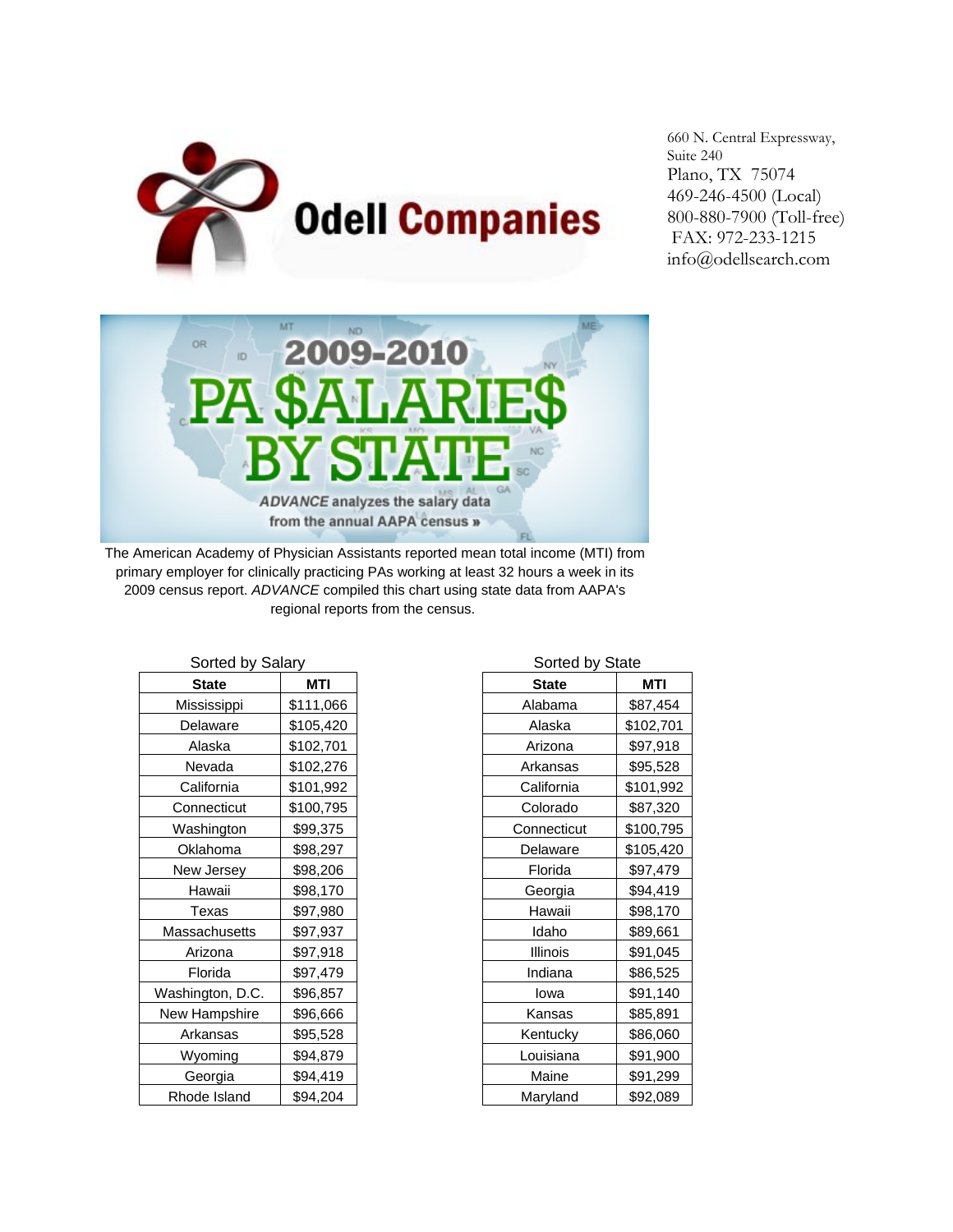# Odell Companies

660 N. Central Expressway, Suite 240
Plano, TX 75074
469-246-4500 (Local)
800-880-7900 (Toll-free)
FAX: 972-233-1215
info@odellsearch.com

## 2009-2010 PA $ALARIE$ BY STATE

*ADVANCE* analyzes the salary data from the annual AAPA census »

The American Academy of Physician Assistants reported mean total income (MTI) from primary employer for clinically practicing PAs working at least 32 hours a week in its 2009 census report. *ADVANCE* compiled this chart using state data from AAPA's regional reports from the census.

Sorted by Salary

| State | MTI |
|---|---|
| Mississippi | $111,066 |
| Delaware | $105,420 |
| Alaska | $102,701 |
| Nevada | $102,276 |
| California | $101,992 |
| Connecticut | $100,795 |
| Washington | $99,375 |
| Oklahoma | $98,297 |
| New Jersey | $98,206 |
| Hawaii | $98,170 |
| Texas | $97,980 |
| Massachusetts | $97,937 |
| Arizona | $97,918 |
| Florida | $97,479 |
| Washington, D.C. | $96,857 |
| New Hampshire | $96,666 |
| Arkansas | $95,528 |
| Wyoming | $94,879 |
| Georgia | $94,419 |
| Rhode Island | $94,204 |

Sorted by State

| State | MTI |
|---|---|
| Alabama | $87,454 |
| Alaska | $102,701 |
| Arizona | $97,918 |
| Arkansas | $95,528 |
| California | $101,992 |
| Colorado | $87,320 |
| Connecticut | $100,795 |
| Delaware | $105,420 |
| Florida | $97,479 |
| Georgia | $94,419 |
| Hawaii | $98,170 |
| Idaho | $89,661 |
| Illinois | $91,045 |
| Indiana | $86,525 |
| Iowa | $91,140 |
| Kansas | $85,891 |
| Kentucky | $86,060 |
| Louisiana | $91,900 |
| Maine | $91,299 |
| Maryland | $92,089 |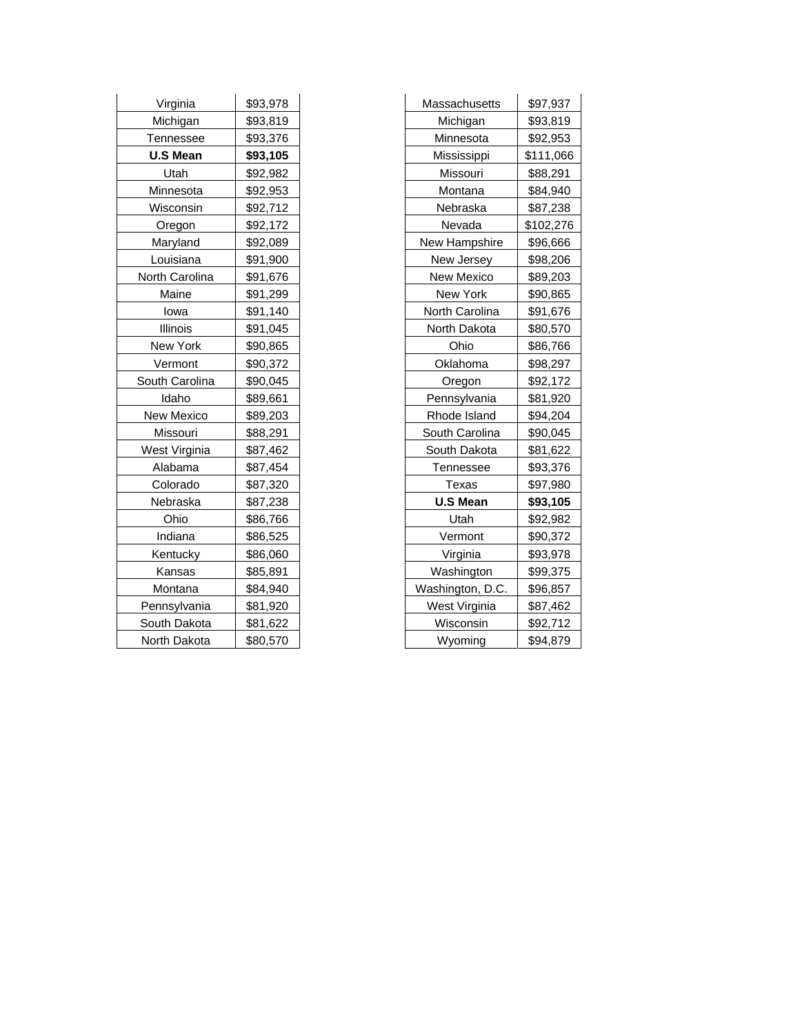| | |
|---|---|
| Virginia | $93,978 |
| Michigan | $93,819 |
| Tennessee | $93,376 |
| **U.S Mean** | **$93,105** |
| Utah | $92,982 |
| Minnesota | $92,953 |
| Wisconsin | $92,712 |
| Oregon | $92,172 |
| Maryland | $92,089 |
| Louisiana | $91,900 |
| North Carolina | $91,676 |
| Maine | $91,299 |
| Iowa | $91,140 |
| Illinois | $91,045 |
| New York | $90,865 |
| Vermont | $90,372 |
| South Carolina | $90,045 |
| Idaho | $89,661 |
| New Mexico | $89,203 |
| Missouri | $88,291 |
| West Virginia | $87,462 |
| Alabama | $87,454 |
| Colorado | $87,320 |
| Nebraska | $87,238 |
| Ohio | $86,766 |
| Indiana | $86,525 |
| Kentucky | $86,060 |
| Kansas | $85,891 |
| Montana | $84,940 |
| Pennsylvania | $81,920 |
| South Dakota | $81,622 |
| North Dakota | $80,570 |

| | |
|---|---|
| Massachusetts | $97,937 |
| Michigan | $93,819 |
| Minnesota | $92,953 |
| Mississippi | $111,066 |
| Missouri | $88,291 |
| Montana | $84,940 |
| Nebraska | $87,238 |
| Nevada | $102,276 |
| New Hampshire | $96,666 |
| New Jersey | $98,206 |
| New Mexico | $89,203 |
| New York | $90,865 |
| North Carolina | $91,676 |
| North Dakota | $80,570 |
| Ohio | $86,766 |
| Oklahoma | $98,297 |
| Oregon | $92,172 |
| Pennsylvania | $81,920 |
| Rhode Island | $94,204 |
| South Carolina | $90,045 |
| South Dakota | $81,622 |
| Tennessee | $93,376 |
| Texas | $97,980 |
| **U.S Mean** | **$93,105** |
| Utah | $92,982 |
| Vermont | $90,372 |
| Virginia | $93,978 |
| Washington | $99,375 |
| Washington, D.C. | $96,857 |
| West Virginia | $87,462 |
| Wisconsin | $92,712 |
| Wyoming | $94,879 |